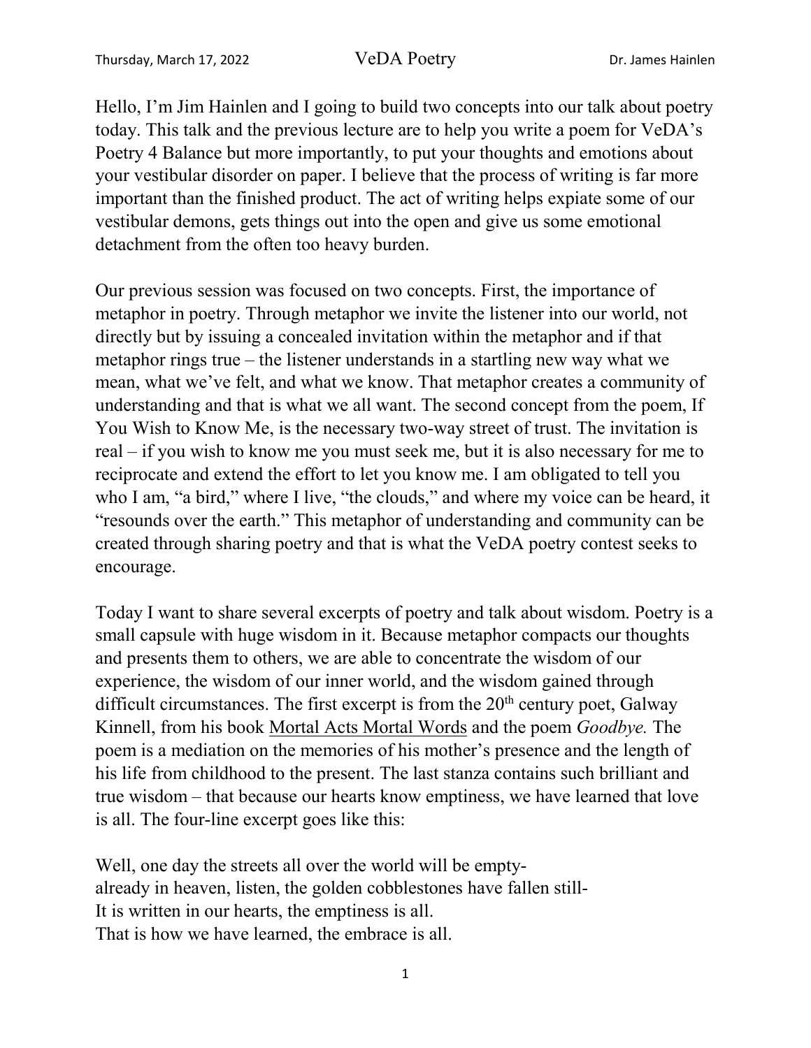Hello, I'm Jim Hainlen and I going to build two concepts into our talk about poetry today. This talk and the previous lecture are to help you write a poem for VeDA's Poetry 4 Balance but more importantly, to put your thoughts and emotions about your vestibular disorder on paper. I believe that the process of writing is far more important than the finished product. The act of writing helps expiate some of our vestibular demons, gets things out into the open and give us some emotional detachment from the often too heavy burden.

Our previous session was focused on two concepts. First, the importance of metaphor in poetry. Through metaphor we invite the listener into our world, not directly but by issuing a concealed invitation within the metaphor and if that metaphor rings true – the listener understands in a startling new way what we mean, what we've felt, and what we know. That metaphor creates a community of understanding and that is what we all want. The second concept from the poem, If You Wish to Know Me, is the necessary two-way street of trust. The invitation is real – if you wish to know me you must seek me, but it is also necessary for me to reciprocate and extend the effort to let you know me. I am obligated to tell you who I am, "a bird," where I live, "the clouds," and where my voice can be heard, it "resounds over the earth." This metaphor of understanding and community can be created through sharing poetry and that is what the VeDA poetry contest seeks to encourage.

Today I want to share several excerpts of poetry and talk about wisdom. Poetry is a small capsule with huge wisdom in it. Because metaphor compacts our thoughts and presents them to others, we are able to concentrate the wisdom of our experience, the wisdom of our inner world, and the wisdom gained through difficult circumstances. The first excerpt is from the 20th century poet, Galway Kinnell, from his book <u>Mortal Acts Mortal Words</u> and the poem *Goodbye.* The poem is a mediation on the memories of his mother's presence and the length of his life from childhood to the present. The last stanza contains such brilliant and true wisdom – that because our hearts know emptiness, we have learned that love is all. The four-line excerpt goes like this:

Well, one day the streets all over the world will be empty-  
already in heaven, listen, the golden cobblestones have fallen still-  
It is written in our hearts, the emptiness is all.  
That is how we have learned, the embrace is all.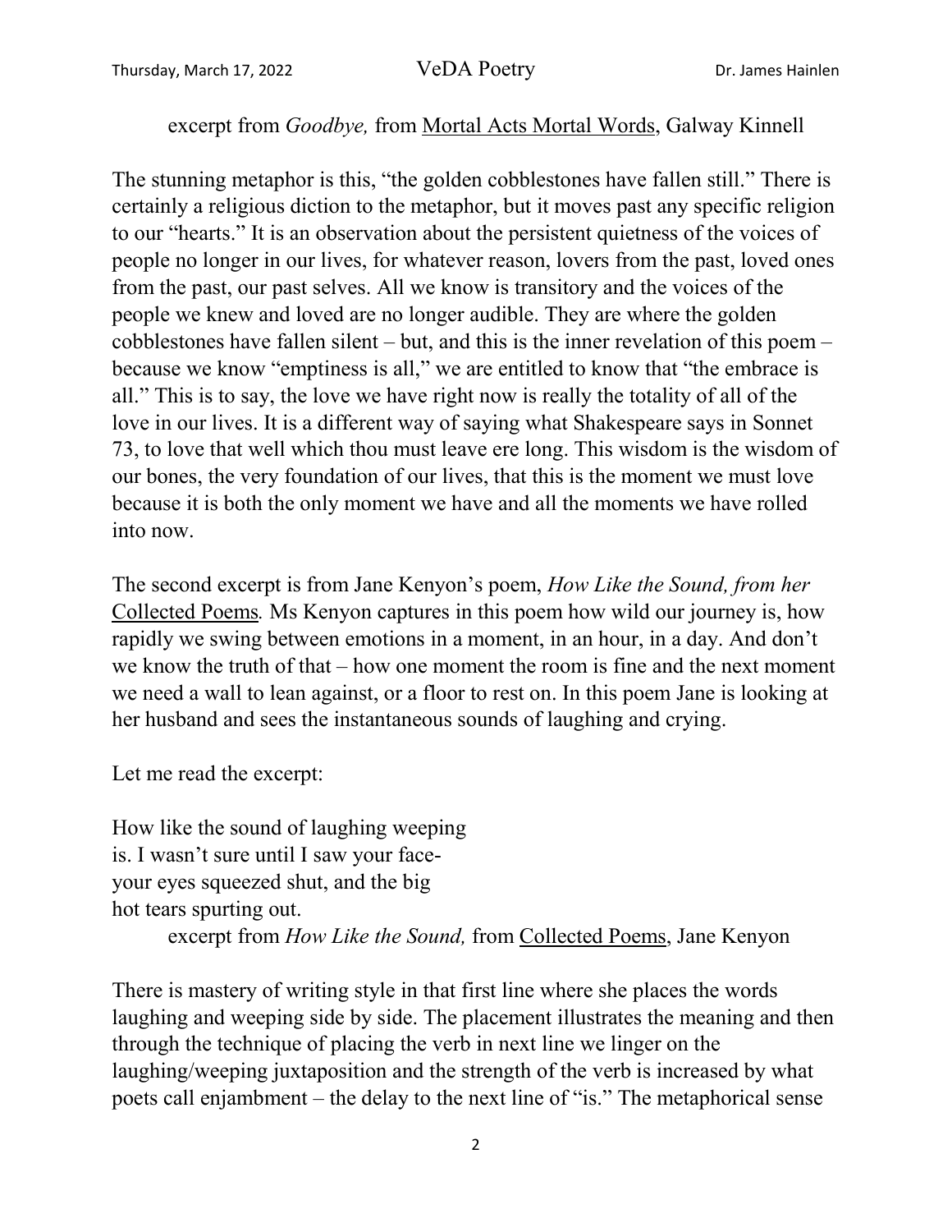excerpt from *Goodbye,* from Mortal Acts Mortal Words, Galway Kinnell

The stunning metaphor is this, "the golden cobblestones have fallen still." There is certainly a religious diction to the metaphor, but it moves past any specific religion to our "hearts." It is an observation about the persistent quietness of the voices of people no longer in our lives, for whatever reason, lovers from the past, loved ones from the past, our past selves. All we know is transitory and the voices of the people we knew and loved are no longer audible. They are where the golden cobblestones have fallen silent – but, and this is the inner revelation of this poem – because we know "emptiness is all," we are entitled to know that "the embrace is all." This is to say, the love we have right now is really the totality of all of the love in our lives. It is a different way of saying what Shakespeare says in Sonnet 73, to love that well which thou must leave ere long. This wisdom is the wisdom of our bones, the very foundation of our lives, that this is the moment we must love because it is both the only moment we have and all the moments we have rolled into now.

The second excerpt is from Jane Kenyon's poem, *How Like the Sound, from her* Collected Poems*.* Ms Kenyon captures in this poem how wild our journey is, how rapidly we swing between emotions in a moment, in an hour, in a day. And don't we know the truth of that – how one moment the room is fine and the next moment we need a wall to lean against, or a floor to rest on. In this poem Jane is looking at her husband and sees the instantaneous sounds of laughing and crying.

Let me read the excerpt:

How like the sound of laughing weeping  
is. I wasn't sure until I saw your face-  
your eyes squeezed shut, and the big  
hot tears spurting out.

excerpt from *How Like the Sound,* from Collected Poems, Jane Kenyon

There is mastery of writing style in that first line where she places the words laughing and weeping side by side. The placement illustrates the meaning and then through the technique of placing the verb in next line we linger on the laughing/weeping juxtaposition and the strength of the verb is increased by what poets call enjambment – the delay to the next line of "is." The metaphorical sense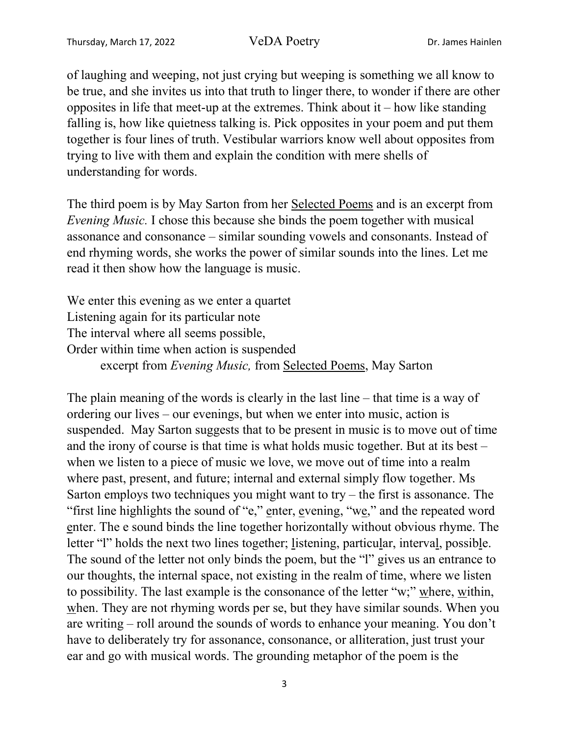of laughing and weeping, not just crying but weeping is something we all know to be true, and she invites us into that truth to linger there, to wonder if there are other opposites in life that meet-up at the extremes. Think about it – how like standing falling is, how like quietness talking is. Pick opposites in your poem and put them together is four lines of truth. Vestibular warriors know well about opposites from trying to live with them and explain the condition with mere shells of understanding for words.

The third poem is by May Sarton from her <u>Selected Poems</u> and is an excerpt from *Evening Music.* I chose this because she binds the poem together with musical assonance and consonance – similar sounding vowels and consonants. Instead of end rhyming words, she works the power of similar sounds into the lines. Let me read it then show how the language is music.

We enter this evening as we enter a quartet  
Listening again for its particular note  
The interval where all seems possible,  
Order within time when action is suspended  
        excerpt from *Evening Music,* from <u>Selected Poems</u>, May Sarton

The plain meaning of the words is clearly in the last line – that time is a way of ordering our lives – our evenings, but when we enter into music, action is suspended. May Sarton suggests that to be present in music is to move out of time and the irony of course is that time is what holds music together. But at its best – when we listen to a piece of music we love, we move out of time into a realm where past, present, and future; internal and external simply flow together. Ms Sarton employs two techniques you might want to try – the first is assonance. The "first line highlights the sound of "e," <u>e</u>nter, <u>e</u>vening, "w<u>e</u>," and the repeated word <u>e</u>nter. The e sound binds the line together horizontally without obvious rhyme. The letter "l" holds the next two lines together; <u>l</u>istening, particu<u>l</u>ar, interva<u>l</u>, possib<u>l</u>e. The sound of the letter not only binds the poem, but the "l" gives us an entrance to our thoughts, the internal space, not existing in the realm of time, where we listen to possibility. The last example is the consonance of the letter "w;" <u>w</u>here, <u>w</u>ithin, <u>w</u>hen. They are not rhyming words per se, but they have similar sounds. When you are writing – roll around the sounds of words to enhance your meaning. You don't have to deliberately try for assonance, consonance, or alliteration, just trust your ear and go with musical words. The grounding metaphor of the poem is the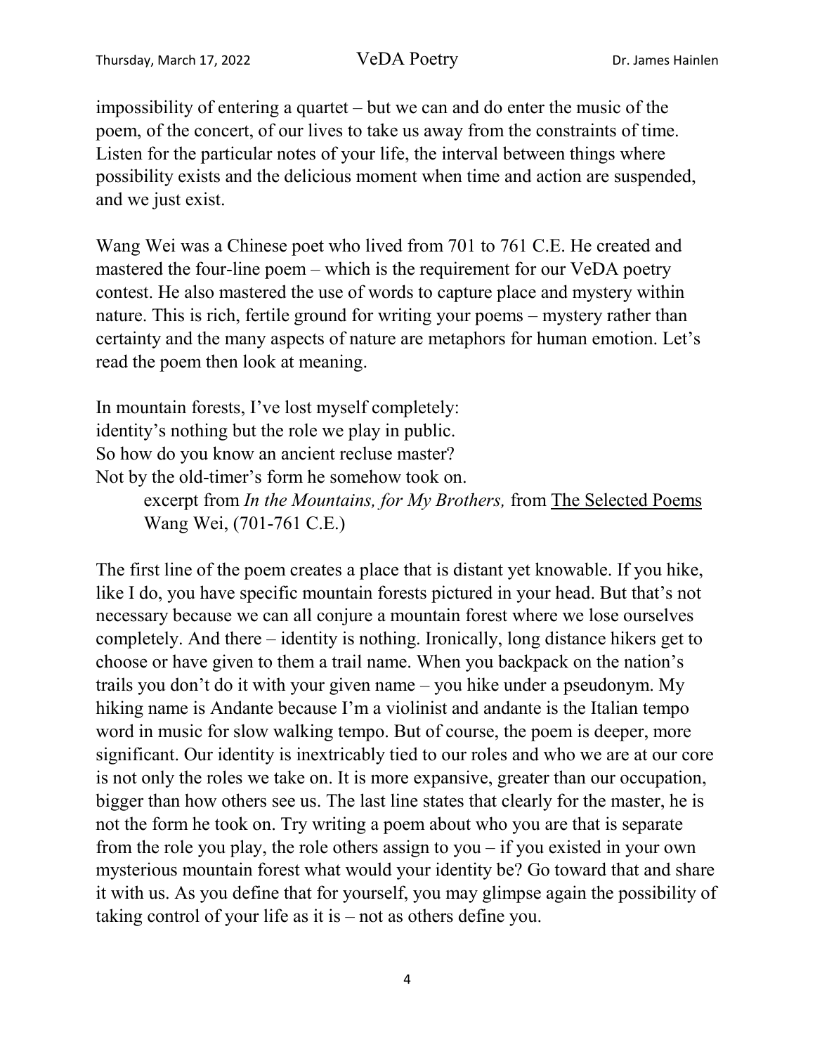impossibility of entering a quartet – but we can and do enter the music of the poem, of the concert, of our lives to take us away from the constraints of time. Listen for the particular notes of your life, the interval between things where possibility exists and the delicious moment when time and action are suspended, and we just exist.

Wang Wei was a Chinese poet who lived from 701 to 761 C.E. He created and mastered the four-line poem – which is the requirement for our VeDA poetry contest. He also mastered the use of words to capture place and mystery within nature. This is rich, fertile ground for writing your poems – mystery rather than certainty and the many aspects of nature are metaphors for human emotion. Let's read the poem then look at meaning.

In mountain forests, I've lost myself completely:  
identity's nothing but the role we play in public.  
So how do you know an ancient recluse master?  
Not by the old-timer's form he somehow took on.

> excerpt from *In the Mountains, for My Brothers,* from <u>The Selected Poems</u>  
> Wang Wei, (701-761 C.E.)

The first line of the poem creates a place that is distant yet knowable. If you hike, like I do, you have specific mountain forests pictured in your head. But that's not necessary because we can all conjure a mountain forest where we lose ourselves completely. And there – identity is nothing. Ironically, long distance hikers get to choose or have given to them a trail name. When you backpack on the nation's trails you don't do it with your given name – you hike under a pseudonym. My hiking name is Andante because I'm a violinist and andante is the Italian tempo word in music for slow walking tempo. But of course, the poem is deeper, more significant. Our identity is inextricably tied to our roles and who we are at our core is not only the roles we take on. It is more expansive, greater than our occupation, bigger than how others see us. The last line states that clearly for the master, he is not the form he took on. Try writing a poem about who you are that is separate from the role you play, the role others assign to you – if you existed in your own mysterious mountain forest what would your identity be? Go toward that and share it with us. As you define that for yourself, you may glimpse again the possibility of taking control of your life as it is – not as others define you.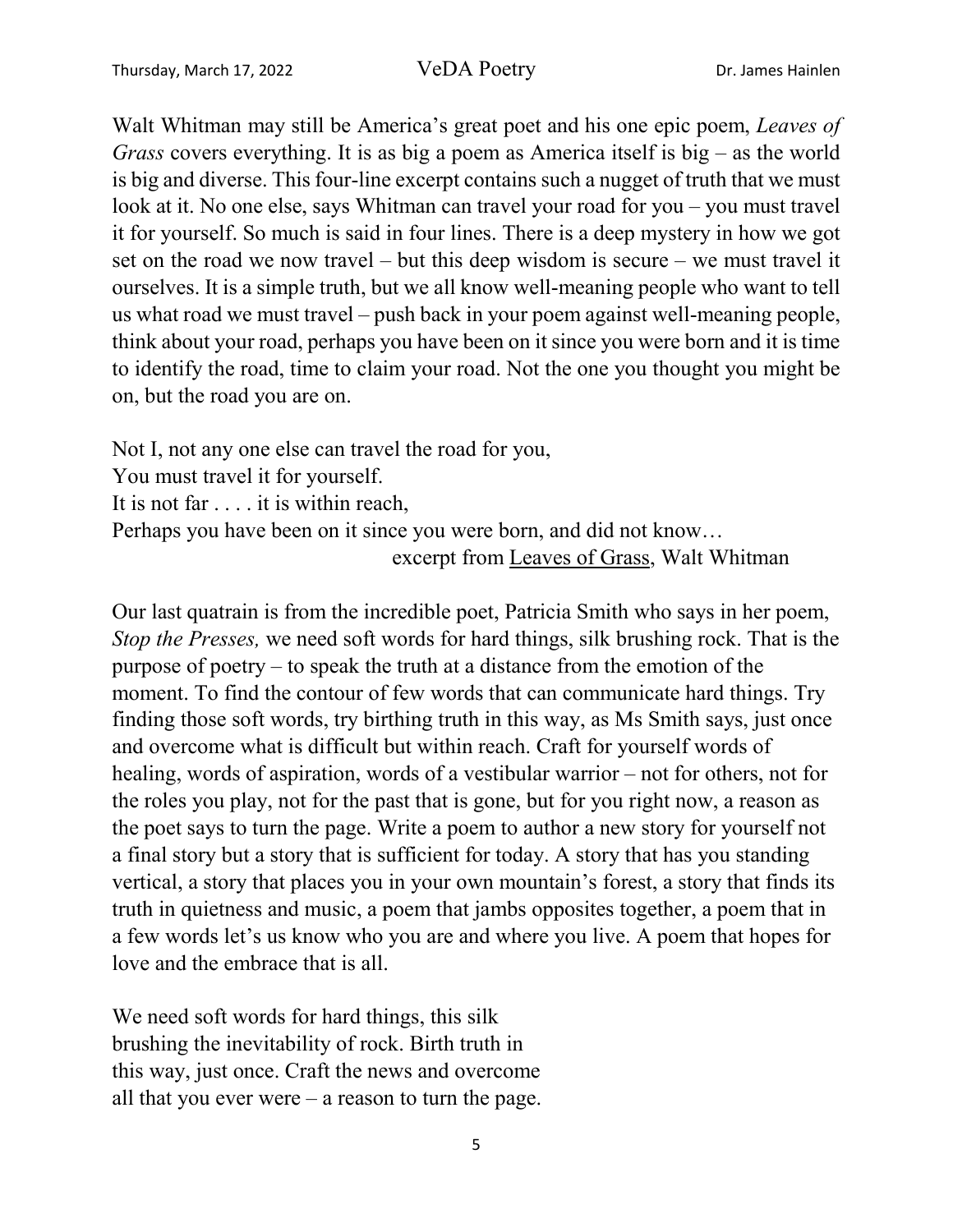Walt Whitman may still be America's great poet and his one epic poem, *Leaves of Grass* covers everything. It is as big a poem as America itself is big – as the world is big and diverse. This four-line excerpt contains such a nugget of truth that we must look at it. No one else, says Whitman can travel your road for you – you must travel it for yourself. So much is said in four lines. There is a deep mystery in how we got set on the road we now travel – but this deep wisdom is secure – we must travel it ourselves. It is a simple truth, but we all know well-meaning people who want to tell us what road we must travel – push back in your poem against well-meaning people, think about your road, perhaps you have been on it since you were born and it is time to identify the road, time to claim your road. Not the one you thought you might be on, but the road you are on.

Not I, not any one else can travel the road for you,  
You must travel it for yourself.  
It is not far . . . . it is within reach,  
Perhaps you have been on it since you were born, and did not know…  
excerpt from Leaves of Grass, Walt Whitman

Our last quatrain is from the incredible poet, Patricia Smith who says in her poem, *Stop the Presses,* we need soft words for hard things, silk brushing rock. That is the purpose of poetry – to speak the truth at a distance from the emotion of the moment. To find the contour of few words that can communicate hard things. Try finding those soft words, try birthing truth in this way, as Ms Smith says, just once and overcome what is difficult but within reach. Craft for yourself words of healing, words of aspiration, words of a vestibular warrior – not for others, not for the roles you play, not for the past that is gone, but for you right now, a reason as the poet says to turn the page. Write a poem to author a new story for yourself not a final story but a story that is sufficient for today. A story that has you standing vertical, a story that places you in your own mountain's forest, a story that finds its truth in quietness and music, a poem that jambs opposites together, a poem that in a few words let's us know who you are and where you live. A poem that hopes for love and the embrace that is all.

We need soft words for hard things, this silk  
brushing the inevitability of rock. Birth truth in  
this way, just once. Craft the news and overcome  
all that you ever were – a reason to turn the page.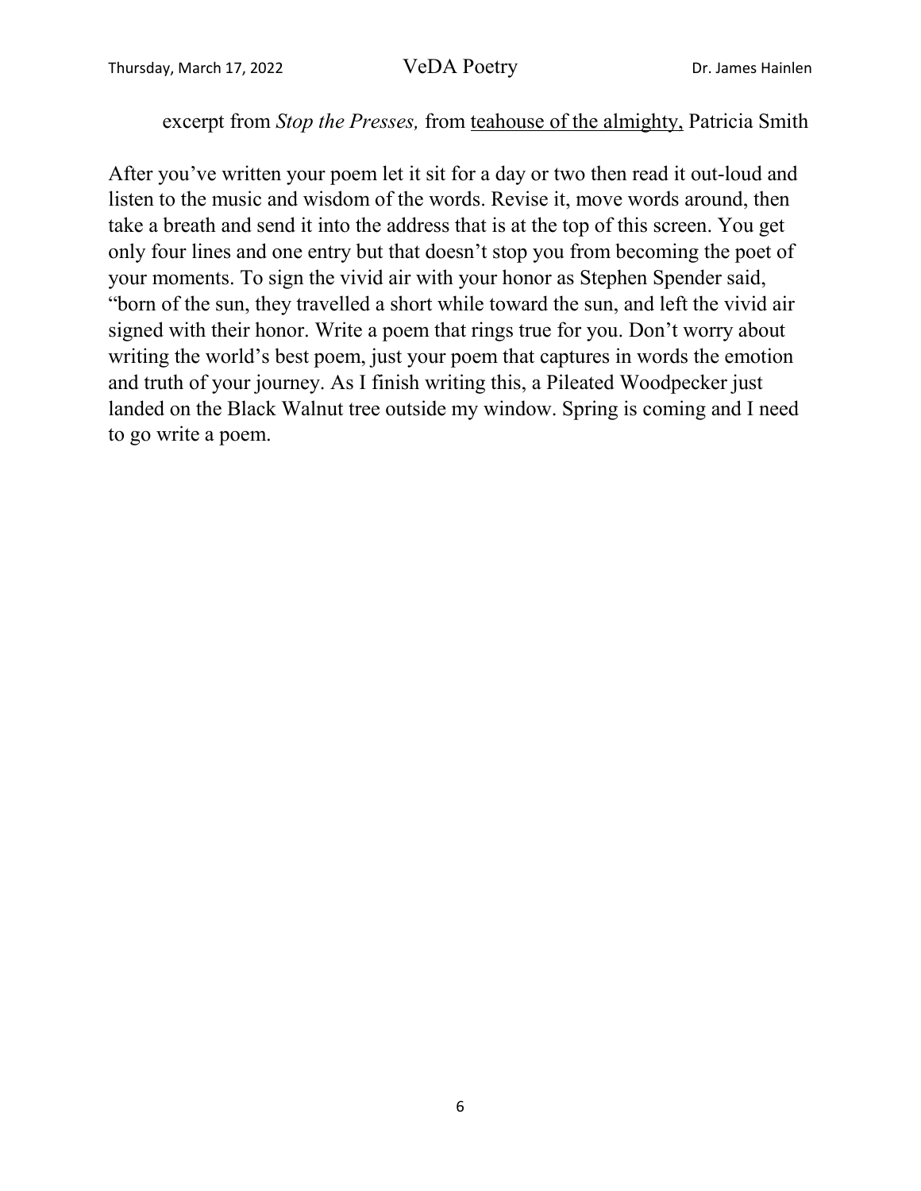excerpt from *Stop the Presses,* from teahouse of the almighty, Patricia Smith

After you've written your poem let it sit for a day or two then read it out-loud and listen to the music and wisdom of the words. Revise it, move words around, then take a breath and send it into the address that is at the top of this screen. You get only four lines and one entry but that doesn't stop you from becoming the poet of your moments. To sign the vivid air with your honor as Stephen Spender said, "born of the sun, they travelled a short while toward the sun, and left the vivid air signed with their honor. Write a poem that rings true for you. Don't worry about writing the world's best poem, just your poem that captures in words the emotion and truth of your journey. As I finish writing this, a Pileated Woodpecker just landed on the Black Walnut tree outside my window. Spring is coming and I need to go write a poem.